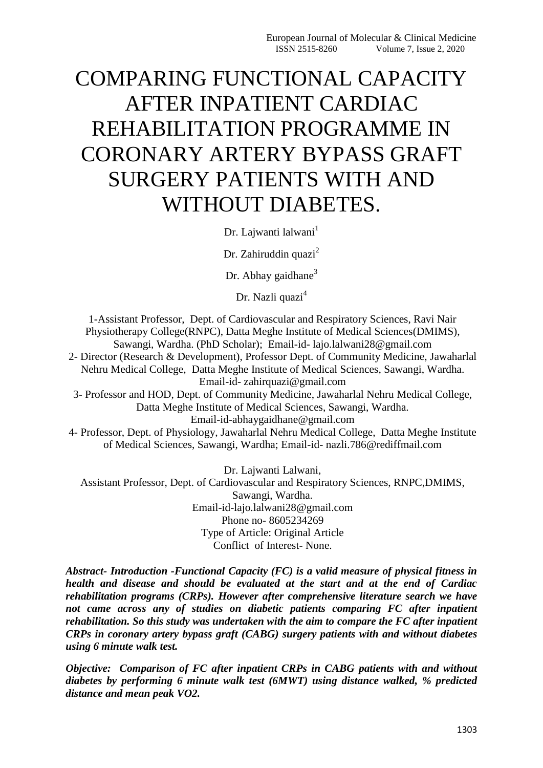# COMPARING FUNCTIONAL CAPACITY AFTER INPATIENT CARDIAC REHABILITATION PROGRAMME IN CORONARY ARTERY BYPASS GRAFT SURGERY PATIENTS WITH AND WITHOUT DIABETES.

Dr. Lajwanti lalwani[1]

Dr. Zahiruddin quazi[2]

Dr. Abhay gaidhane[3]

Dr. Nazli quazi[4]

1-Assistant Professor, Dept. of Cardiovascular and Respiratory Sciences, Ravi Nair Physiotherapy College(RNPC), Datta Meghe Institute of Medical Sciences(DMIMS), Sawangi, Wardha. (PhD Scholar); Email-id- lajo.lalwani28@gmail.com

2- Director (Research & Development), Professor Dept. of Community Medicine, Jawaharlal Nehru Medical College, Datta Meghe Institute of Medical Sciences, Sawangi, Wardha. Email-id- zahirquazi@gmail.com

3- Professor and HOD, Dept. of Community Medicine, Jawaharlal Nehru Medical College, Datta Meghe Institute of Medical Sciences, Sawangi, Wardha. Email-id-abhaygaidhane@gmail.com

4- Professor, Dept. of Physiology, Jawaharlal Nehru Medical College, Datta Meghe Institute of Medical Sciences, Sawangi, Wardha; Email-id- nazli.786@rediffmail.com

Dr. Lajwanti Lalwani,
Assistant Professor, Dept. of Cardiovascular and Respiratory Sciences, RNPC,DMIMS, Sawangi, Wardha.
Email-id-lajo.lalwani28@gmail.com
Phone no- 8605234269
Type of Article: Original Article
Conflict of Interest- None.

***Abstract- Introduction -Functional Capacity (FC) is a valid measure of physical fitness in health and disease and should be evaluated at the start and at the end of Cardiac rehabilitation programs (CRPs). However after comprehensive literature search we have not came across any of studies on diabetic patients comparing FC after inpatient rehabilitation. So this study was undertaken with the aim to compare the FC after inpatient CRPs in coronary artery bypass graft (CABG) surgery patients with and without diabetes using 6 minute walk test.***

***Objective: Comparison of FC after inpatient CRPs in CABG patients with and without diabetes by performing 6 minute walk test (6MWT) using distance walked, % predicted distance and mean peak VO2.***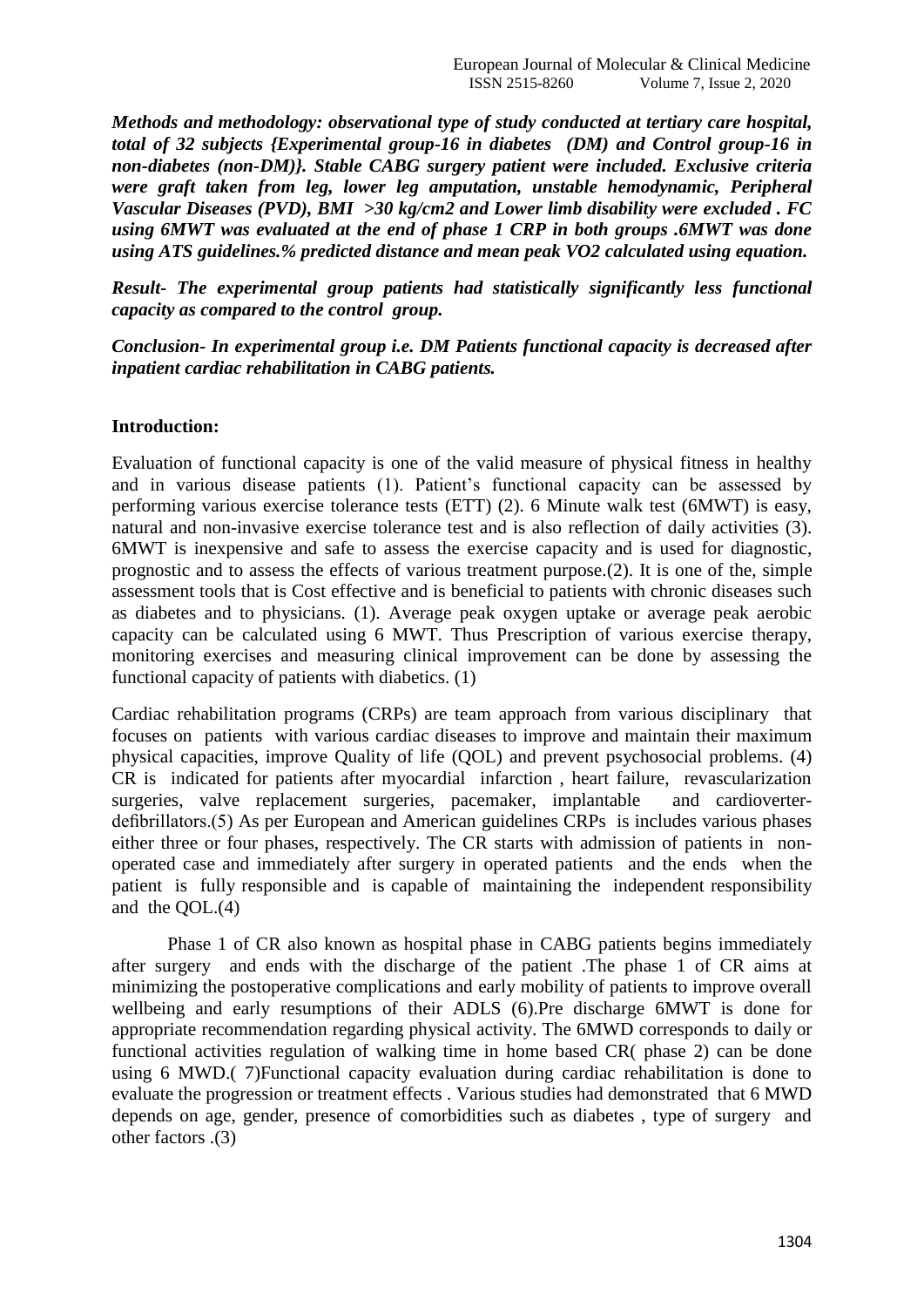***Methods and methodology: observational type of study conducted at tertiary care hospital, total of 32 subjects {Experimental group-16 in diabetes (DM) and Control group-16 in non-diabetes (non-DM)}. Stable CABG surgery patient were included. Exclusive criteria were graft taken from leg, lower leg amputation, unstable hemodynamic, Peripheral Vascular Diseases (PVD), BMI >30 kg/cm2 and Lower limb disability were excluded . FC using 6MWT was evaluated at the end of phase 1 CRP in both groups .6MWT was done using ATS guidelines.% predicted distance and mean peak VO2 calculated using equation.***

***Result- The experimental group patients had statistically significantly less functional capacity as compared to the control group.***

***Conclusion- In experimental group i.e. DM Patients functional capacity is decreased after inpatient cardiac rehabilitation in CABG patients.***

## Introduction:

Evaluation of functional capacity is one of the valid measure of physical fitness in healthy and in various disease patients (1). Patient's functional capacity can be assessed by performing various exercise tolerance tests (ETT) (2). 6 Minute walk test (6MWT) is easy, natural and non-invasive exercise tolerance test and is also reflection of daily activities (3). 6MWT is inexpensive and safe to assess the exercise capacity and is used for diagnostic, prognostic and to assess the effects of various treatment purpose.(2). It is one of the, simple assessment tools that is Cost effective and is beneficial to patients with chronic diseases such as diabetes and to physicians. (1). Average peak oxygen uptake or average peak aerobic capacity can be calculated using 6 MWT. Thus Prescription of various exercise therapy, monitoring exercises and measuring clinical improvement can be done by assessing the functional capacity of patients with diabetics. (1)

Cardiac rehabilitation programs (CRPs) are team approach from various disciplinary that focuses on patients with various cardiac diseases to improve and maintain their maximum physical capacities, improve Quality of life (QOL) and prevent psychosocial problems. (4) CR is indicated for patients after myocardial infarction , heart failure, revascularization surgeries, valve replacement surgeries, pacemaker, implantable and cardioverter-defibrillators.(5) As per European and American guidelines CRPs is includes various phases either three or four phases, respectively. The CR starts with admission of patients in non-operated case and immediately after surgery in operated patients and the ends when the patient is fully responsible and is capable of maintaining the independent responsibility and the QOL.(4)

Phase 1 of CR also known as hospital phase in CABG patients begins immediately after surgery and ends with the discharge of the patient .The phase 1 of CR aims at minimizing the postoperative complications and early mobility of patients to improve overall wellbeing and early resumptions of their ADLS (6).Pre discharge 6MWT is done for appropriate recommendation regarding physical activity. The 6MWD corresponds to daily or functional activities regulation of walking time in home based CR( phase 2) can be done using 6 MWD.( 7)Functional capacity evaluation during cardiac rehabilitation is done to evaluate the progression or treatment effects . Various studies had demonstrated that 6 MWD depends on age, gender, presence of comorbidities such as diabetes , type of surgery and other factors .(3)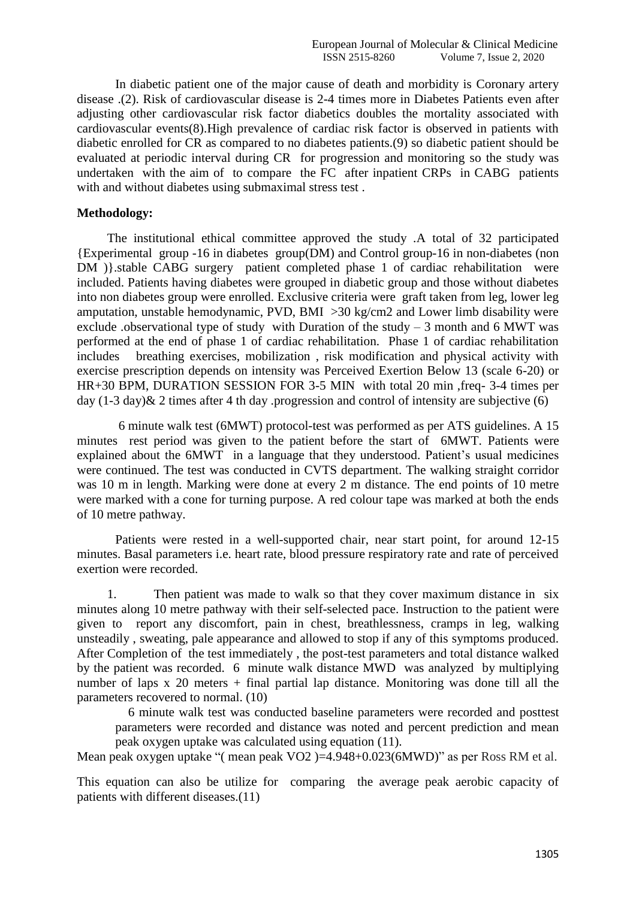In diabetic patient one of the major cause of death and morbidity is Coronary artery disease .(2). Risk of cardiovascular disease is 2-4 times more in Diabetes Patients even after adjusting other cardiovascular risk factor diabetics doubles the mortality associated with cardiovascular events(8).High prevalence of cardiac risk factor is observed in patients with diabetic enrolled for CR as compared to no diabetes patients.(9) so diabetic patient should be evaluated at periodic interval during CR for progression and monitoring so the study was undertaken with the aim of to compare the FC after inpatient CRPs in CABG patients with and without diabetes using submaximal stress test .

**Methodology:**

The institutional ethical committee approved the study .A total of 32 participated {Experimental group -16 in diabetes group(DM) and Control group-16 in non-diabetes (non DM )}.stable CABG surgery patient completed phase 1 of cardiac rehabilitation were included. Patients having diabetes were grouped in diabetic group and those without diabetes into non diabetes group were enrolled. Exclusive criteria were graft taken from leg, lower leg amputation, unstable hemodynamic, PVD, BMI >30 kg/cm2 and Lower limb disability were exclude .observational type of study with Duration of the study – 3 month and 6 MWT was performed at the end of phase 1 of cardiac rehabilitation. Phase 1 of cardiac rehabilitation includes breathing exercises, mobilization , risk modification and physical activity with exercise prescription depends on intensity was Perceived Exertion Below 13 (scale 6-20) or HR+30 BPM, DURATION SESSION FOR 3-5 MIN with total 20 min ,freq- 3-4 times per day (1-3 day)& 2 times after 4 th day .progression and control of intensity are subjective (6)

6 minute walk test (6MWT) protocol-test was performed as per ATS guidelines. A 15 minutes rest period was given to the patient before the start of 6MWT. Patients were explained about the 6MWT in a language that they understood. Patient's usual medicines were continued. The test was conducted in CVTS department. The walking straight corridor was 10 m in length. Marking were done at every 2 m distance. The end points of 10 metre were marked with a cone for turning purpose. A red colour tape was marked at both the ends of 10 metre pathway.

Patients were rested in a well-supported chair, near start point, for around 12-15 minutes. Basal parameters i.e. heart rate, blood pressure respiratory rate and rate of perceived exertion were recorded.

1. Then patient was made to walk so that they cover maximum distance in six minutes along 10 metre pathway with their self-selected pace. Instruction to the patient were given to report any discomfort, pain in chest, breathlessness, cramps in leg, walking unsteadily , sweating, pale appearance and allowed to stop if any of this symptoms produced. After Completion of the test immediately , the post-test parameters and total distance walked by the patient was recorded. 6 minute walk distance MWD was analyzed by multiplying number of laps x 20 meters + final partial lap distance. Monitoring was done till all the parameters recovered to normal. (10)

   6 minute walk test was conducted baseline parameters were recorded and posttest parameters were recorded and distance was noted and percent prediction and mean peak oxygen uptake was calculated using equation (11).

Mean peak oxygen uptake "( mean peak $VO_2$ )=4.948+0.023(6MWD)" as per Ross RM et al.

This equation can also be utilize for comparing the average peak aerobic capacity of patients with different diseases.(11)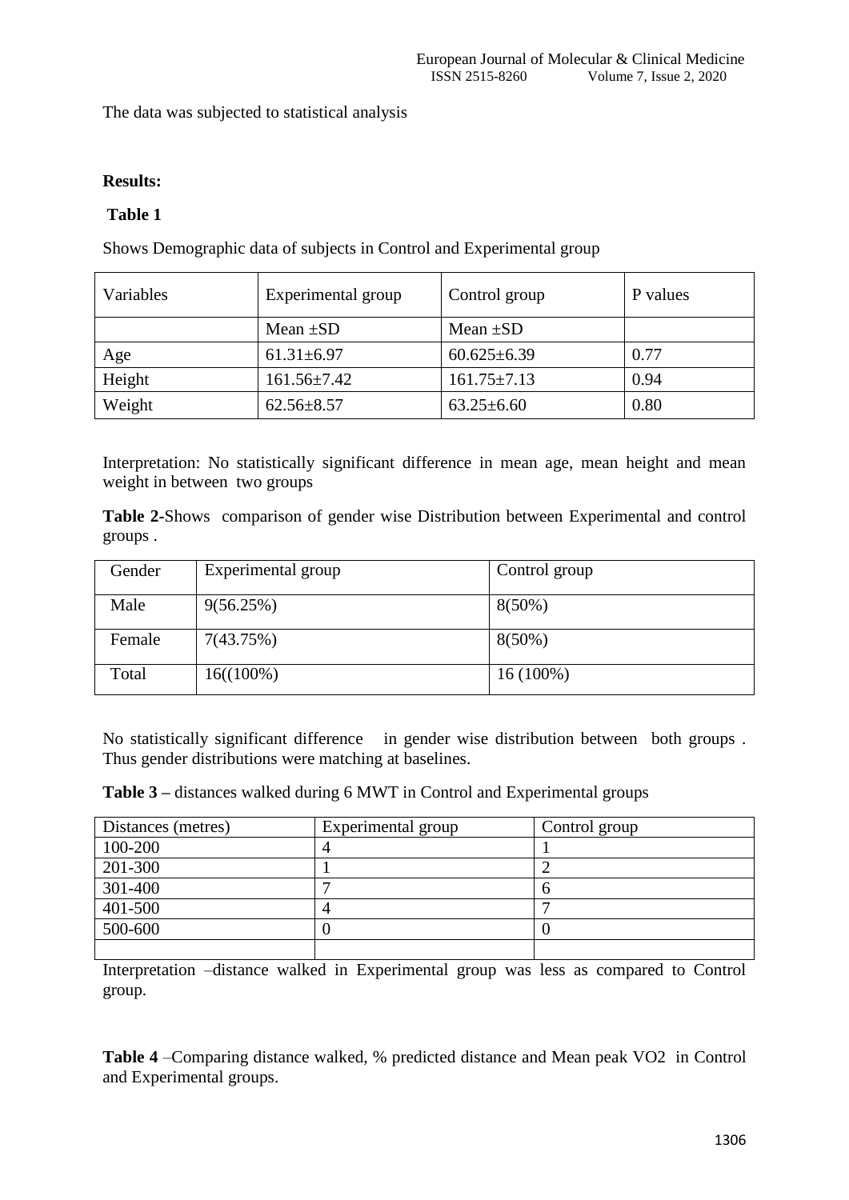The data was subjected to statistical analysis

**Results:**

**Table 1**

Shows Demographic data of subjects in Control and Experimental group

| Variables | Experimental group | Control group | P values |
|---|---|---|---|
| | Mean ±SD | Mean ±SD | |
| Age | 61.31±6.97 | 60.625±6.39 | 0.77 |
| Height | 161.56±7.42 | 161.75±7.13 | 0.94 |
| Weight | 62.56±8.57 | 63.25±6.60 | 0.80 |

Interpretation: No statistically significant difference in mean age, mean height and mean weight in between two groups

**Table 2-**Shows comparison of gender wise Distribution between Experimental and control groups .

| Gender | Experimental group | Control group |
|---|---|---|
| Male | 9(56.25%) | 8(50%) |
| Female | 7(43.75%) | 8(50%) |
| Total | 16((100%) | 16 (100%) |

No statistically significant difference in gender wise distribution between both groups . Thus gender distributions were matching at baselines.

**Table 3 –** distances walked during 6 MWT in Control and Experimental groups

| Distances (metres) | Experimental group | Control group |
|---|---|---|
| 100-200 | 4 | 1 |
| 201-300 | 1 | 2 |
| 301-400 | 7 | 6 |
| 401-500 | 4 | 7 |
| 500-600 | 0 | 0 |
| | | |

Interpretation –distance walked in Experimental group was less as compared to Control group.

**Table 4** –Comparing distance walked, % predicted distance and Mean peak VO2 in Control and Experimental groups.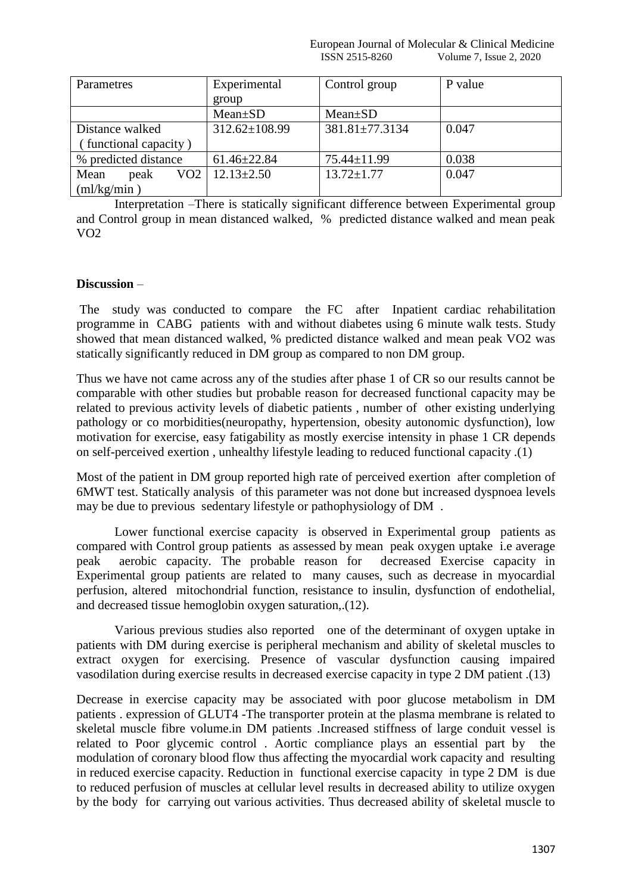| Parametres | Experimental group | Control group | P value |
|---|---|---|---|
| | Mean±SD | Mean±SD | |
| Distance walked (functional capacity) | 312.62±108.99 | 381.81±77.3134 | 0.047 |
| % predicted distance | 61.46±22.84 | 75.44±11.99 | 0.038 |
| Mean peak VO2 (ml/kg/min) | 12.13±2.50 | 13.72±1.77 | 0.047 |

Interpretation –There is statically significant difference between Experimental group and Control group in mean distanced walked, % predicted distance walked and mean peak VO2

**Discussion** –

The study was conducted to compare the FC after Inpatient cardiac rehabilitation programme in CABG patients with and without diabetes using 6 minute walk tests. Study showed that mean distanced walked, % predicted distance walked and mean peak VO2 was statically significantly reduced in DM group as compared to non DM group.

Thus we have not came across any of the studies after phase 1 of CR so our results cannot be comparable with other studies but probable reason for decreased functional capacity may be related to previous activity levels of diabetic patients , number of other existing underlying pathology or co morbidities(neuropathy, hypertension, obesity autonomic dysfunction), low motivation for exercise, easy fatigability as mostly exercise intensity in phase 1 CR depends on self-perceived exertion , unhealthy lifestyle leading to reduced functional capacity .(1)

Most of the patient in DM group reported high rate of perceived exertion after completion of 6MWT test. Statically analysis of this parameter was not done but increased dyspnoea levels may be due to previous sedentary lifestyle or pathophysiology of DM .

Lower functional exercise capacity is observed in Experimental group patients as compared with Control group patients as assessed by mean peak oxygen uptake i.e average peak aerobic capacity. The probable reason for decreased Exercise capacity in Experimental group patients are related to many causes, such as decrease in myocardial perfusion, altered mitochondrial function, resistance to insulin, dysfunction of endothelial, and decreased tissue hemoglobin oxygen saturation,.(12).

Various previous studies also reported one of the determinant of oxygen uptake in patients with DM during exercise is peripheral mechanism and ability of skeletal muscles to extract oxygen for exercising. Presence of vascular dysfunction causing impaired vasodilation during exercise results in decreased exercise capacity in type 2 DM patient .(13)

Decrease in exercise capacity may be associated with poor glucose metabolism in DM patients . expression of GLUT4 -The transporter protein at the plasma membrane is related to skeletal muscle fibre volume.in DM patients .Increased stiffness of large conduit vessel is related to Poor glycemic control . Aortic compliance plays an essential part by the modulation of coronary blood flow thus affecting the myocardial work capacity and resulting in reduced exercise capacity. Reduction in functional exercise capacity in type 2 DM is due to reduced perfusion of muscles at cellular level results in decreased ability to utilize oxygen by the body for carrying out various activities. Thus decreased ability of skeletal muscle to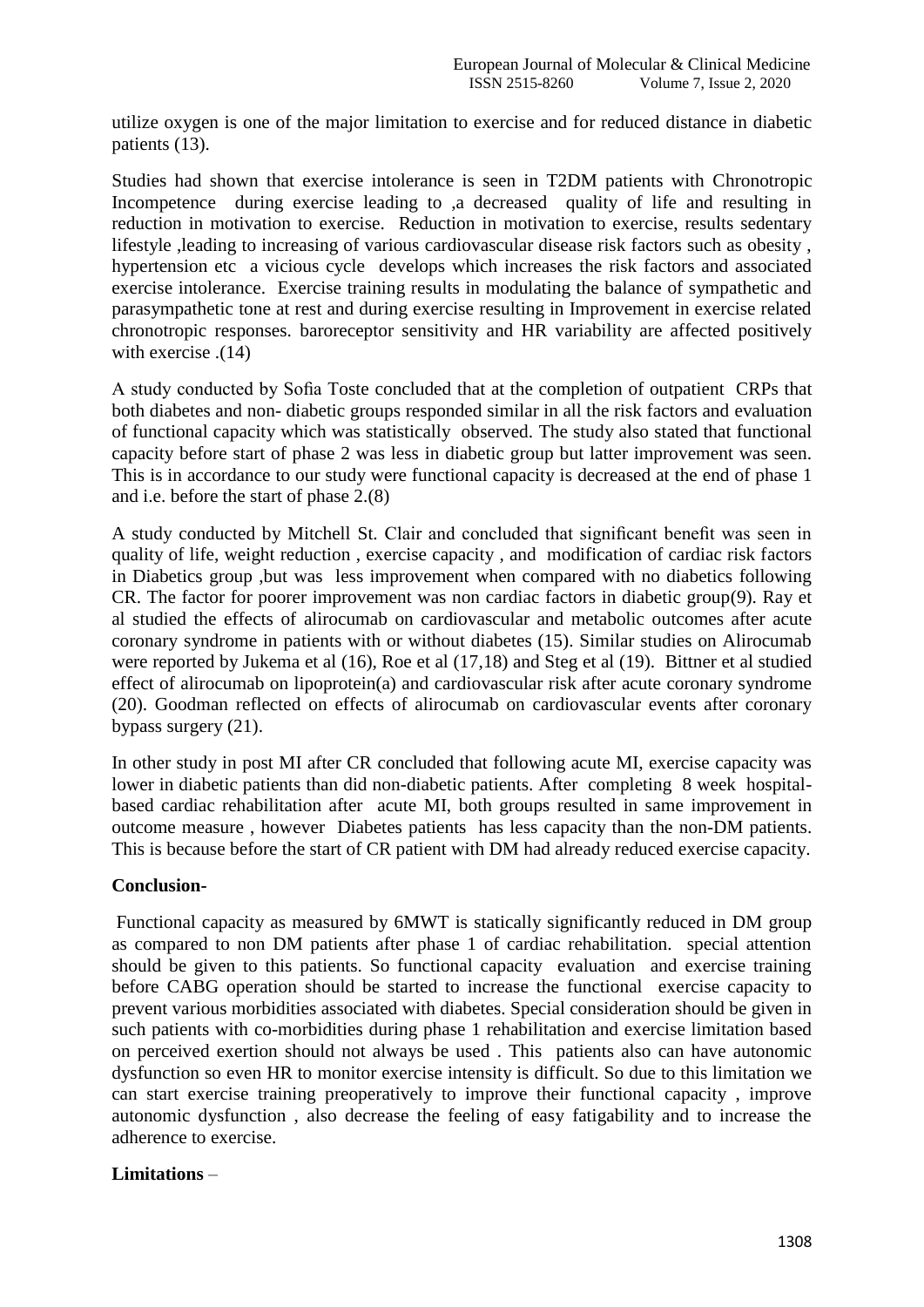utilize oxygen is one of the major limitation to exercise and for reduced distance in diabetic patients (13).

Studies had shown that exercise intolerance is seen in T2DM patients with Chronotropic Incompetence during exercise leading to ,a decreased quality of life and resulting in reduction in motivation to exercise. Reduction in motivation to exercise, results sedentary lifestyle ,leading to increasing of various cardiovascular disease risk factors such as obesity , hypertension etc a vicious cycle develops which increases the risk factors and associated exercise intolerance. Exercise training results in modulating the balance of sympathetic and parasympathetic tone at rest and during exercise resulting in Improvement in exercise related chronotropic responses. baroreceptor sensitivity and HR variability are affected positively with exercise .(14)

A study conducted by Sofia Toste concluded that at the completion of outpatient CRPs that both diabetes and non- diabetic groups responded similar in all the risk factors and evaluation of functional capacity which was statistically observed. The study also stated that functional capacity before start of phase 2 was less in diabetic group but latter improvement was seen. This is in accordance to our study were functional capacity is decreased at the end of phase 1 and i.e. before the start of phase 2.(8)

A study conducted by Mitchell St. Clair and concluded that significant benefit was seen in quality of life, weight reduction , exercise capacity , and modification of cardiac risk factors in Diabetics group ,but was less improvement when compared with no diabetics following CR. The factor for poorer improvement was non cardiac factors in diabetic group(9). Ray et al studied the effects of alirocumab on cardiovascular and metabolic outcomes after acute coronary syndrome in patients with or without diabetes (15). Similar studies on Alirocumab were reported by Jukema et al (16), Roe et al (17,18) and Steg et al (19). Bittner et al studied effect of alirocumab on lipoprotein(a) and cardiovascular risk after acute coronary syndrome (20). Goodman reflected on effects of alirocumab on cardiovascular events after coronary bypass surgery (21).

In other study in post MI after CR concluded that following acute MI, exercise capacity was lower in diabetic patients than did non-diabetic patients. After completing 8 week hospital-based cardiac rehabilitation after acute MI, both groups resulted in same improvement in outcome measure , however Diabetes patients has less capacity than the non-DM patients. This is because before the start of CR patient with DM had already reduced exercise capacity.

**Conclusion-**

Functional capacity as measured by 6MWT is statically significantly reduced in DM group as compared to non DM patients after phase 1 of cardiac rehabilitation. special attention should be given to this patients. So functional capacity evaluation and exercise training before CABG operation should be started to increase the functional exercise capacity to prevent various morbidities associated with diabetes. Special consideration should be given in such patients with co-morbidities during phase 1 rehabilitation and exercise limitation based on perceived exertion should not always be used . This patients also can have autonomic dysfunction so even HR to monitor exercise intensity is difficult. So due to this limitation we can start exercise training preoperatively to improve their functional capacity , improve autonomic dysfunction , also decrease the feeling of easy fatigability and to increase the adherence to exercise.

**Limitations** –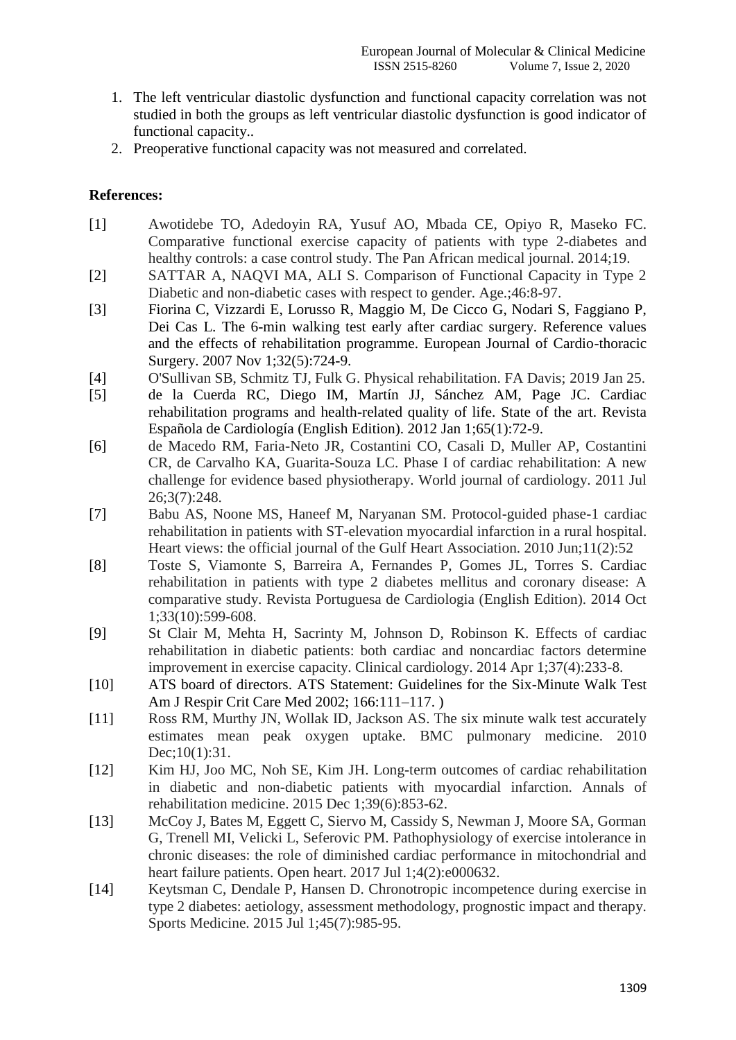1. The left ventricular diastolic dysfunction and functional capacity correlation was not studied in both the groups as left ventricular diastolic dysfunction is good indicator of functional capacity..
2. Preoperative functional capacity was not measured and correlated.

**References:**

[1] Awotidebe TO, Adedoyin RA, Yusuf AO, Mbada CE, Opiyo R, Maseko FC. Comparative functional exercise capacity of patients with type 2-diabetes and healthy controls: a case control study. The Pan African medical journal. 2014;19.

[2] SATTAR A, NAQVI MA, ALI S. Comparison of Functional Capacity in Type 2 Diabetic and non-diabetic cases with respect to gender. Age.;46:8-97.

[3] Fiorina C, Vizzardi E, Lorusso R, Maggio M, De Cicco G, Nodari S, Faggiano P, Dei Cas L. The 6-min walking test early after cardiac surgery. Reference values and the effects of rehabilitation programme. European Journal of Cardio-thoracic Surgery. 2007 Nov 1;32(5):724-9.

[4] O'Sullivan SB, Schmitz TJ, Fulk G. Physical rehabilitation. FA Davis; 2019 Jan 25.

[5] de la Cuerda RC, Diego IM, Martín JJ, Sánchez AM, Page JC. Cardiac rehabilitation programs and health-related quality of life. State of the art. Revista Española de Cardiología (English Edition). 2012 Jan 1;65(1):72-9.

[6] de Macedo RM, Faria-Neto JR, Costantini CO, Casali D, Muller AP, Costantini CR, de Carvalho KA, Guarita-Souza LC. Phase I of cardiac rehabilitation: A new challenge for evidence based physiotherapy. World journal of cardiology. 2011 Jul 26;3(7):248.

[7] Babu AS, Noone MS, Haneef M, Naryanan SM. Protocol-guided phase-1 cardiac rehabilitation in patients with ST-elevation myocardial infarction in a rural hospital. Heart views: the official journal of the Gulf Heart Association. 2010 Jun;11(2):52

[8] Toste S, Viamonte S, Barreira A, Fernandes P, Gomes JL, Torres S. Cardiac rehabilitation in patients with type 2 diabetes mellitus and coronary disease: A comparative study. Revista Portuguesa de Cardiologia (English Edition). 2014 Oct 1;33(10):599-608.

[9] St Clair M, Mehta H, Sacrinty M, Johnson D, Robinson K. Effects of cardiac rehabilitation in diabetic patients: both cardiac and noncardiac factors determine improvement in exercise capacity. Clinical cardiology. 2014 Apr 1;37(4):233-8.

[10] ATS board of directors. ATS Statement: Guidelines for the Six-Minute Walk Test Am J Respir Crit Care Med 2002; 166:111–117. )

[11] Ross RM, Murthy JN, Wollak ID, Jackson AS. The six minute walk test accurately estimates mean peak oxygen uptake. BMC pulmonary medicine. 2010 Dec;10(1):31.

[12] Kim HJ, Joo MC, Noh SE, Kim JH. Long-term outcomes of cardiac rehabilitation in diabetic and non-diabetic patients with myocardial infarction. Annals of rehabilitation medicine. 2015 Dec 1;39(6):853-62.

[13] McCoy J, Bates M, Eggett C, Siervo M, Cassidy S, Newman J, Moore SA, Gorman G, Trenell MI, Velicki L, Seferovic PM. Pathophysiology of exercise intolerance in chronic diseases: the role of diminished cardiac performance in mitochondrial and heart failure patients. Open heart. 2017 Jul 1;4(2):e000632.

[14] Keytsman C, Dendale P, Hansen D. Chronotropic incompetence during exercise in type 2 diabetes: aetiology, assessment methodology, prognostic impact and therapy. Sports Medicine. 2015 Jul 1;45(7):985-95.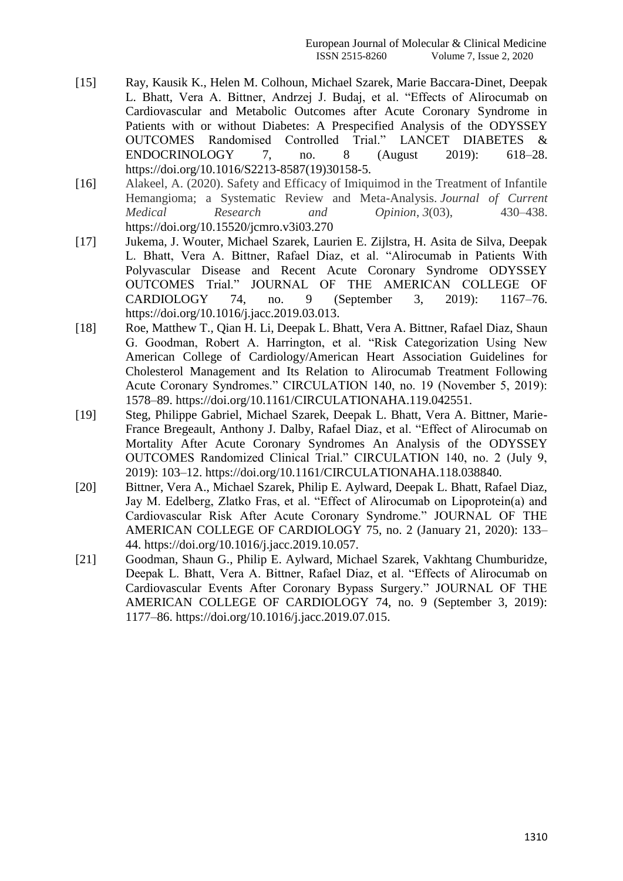[15] Ray, Kausik K., Helen M. Colhoun, Michael Szarek, Marie Baccara-Dinet, Deepak L. Bhatt, Vera A. Bittner, Andrzej J. Budaj, et al. "Effects of Alirocumab on Cardiovascular and Metabolic Outcomes after Acute Coronary Syndrome in Patients with or without Diabetes: A Prespecified Analysis of the ODYSSEY OUTCOMES Randomised Controlled Trial." LANCET DIABETES & ENDOCRINOLOGY 7, no. 8 (August 2019): 618–28. https://doi.org/10.1016/S2213-8587(19)30158-5.

[16] Alakeel, A. (2020). Safety and Efficacy of Imiquimod in the Treatment of Infantile Hemangioma; a Systematic Review and Meta-Analysis. *Journal of Current Medical Research and Opinion*, *3*(03), 430–438. https://doi.org/10.15520/jcmro.v3i03.270

[17] Jukema, J. Wouter, Michael Szarek, Laurien E. Zijlstra, H. Asita de Silva, Deepak L. Bhatt, Vera A. Bittner, Rafael Diaz, et al. "Alirocumab in Patients With Polyvascular Disease and Recent Acute Coronary Syndrome ODYSSEY OUTCOMES Trial." JOURNAL OF THE AMERICAN COLLEGE OF CARDIOLOGY 74, no. 9 (September 3, 2019): 1167–76. https://doi.org/10.1016/j.jacc.2019.03.013.

[18] Roe, Matthew T., Qian H. Li, Deepak L. Bhatt, Vera A. Bittner, Rafael Diaz, Shaun G. Goodman, Robert A. Harrington, et al. "Risk Categorization Using New American College of Cardiology/American Heart Association Guidelines for Cholesterol Management and Its Relation to Alirocumab Treatment Following Acute Coronary Syndromes." CIRCULATION 140, no. 19 (November 5, 2019): 1578–89. https://doi.org/10.1161/CIRCULATIONAHA.119.042551.

[19] Steg, Philippe Gabriel, Michael Szarek, Deepak L. Bhatt, Vera A. Bittner, Marie-France Bregeault, Anthony J. Dalby, Rafael Diaz, et al. "Effect of Alirocumab on Mortality After Acute Coronary Syndromes An Analysis of the ODYSSEY OUTCOMES Randomized Clinical Trial." CIRCULATION 140, no. 2 (July 9, 2019): 103–12. https://doi.org/10.1161/CIRCULATIONAHA.118.038840.

[20] Bittner, Vera A., Michael Szarek, Philip E. Aylward, Deepak L. Bhatt, Rafael Diaz, Jay M. Edelberg, Zlatko Fras, et al. "Effect of Alirocumab on Lipoprotein(a) and Cardiovascular Risk After Acute Coronary Syndrome." JOURNAL OF THE AMERICAN COLLEGE OF CARDIOLOGY 75, no. 2 (January 21, 2020): 133–44. https://doi.org/10.1016/j.jacc.2019.10.057.

[21] Goodman, Shaun G., Philip E. Aylward, Michael Szarek, Vakhtang Chumburidze, Deepak L. Bhatt, Vera A. Bittner, Rafael Diaz, et al. "Effects of Alirocumab on Cardiovascular Events After Coronary Bypass Surgery." JOURNAL OF THE AMERICAN COLLEGE OF CARDIOLOGY 74, no. 9 (September 3, 2019): 1177–86. https://doi.org/10.1016/j.jacc.2019.07.015.